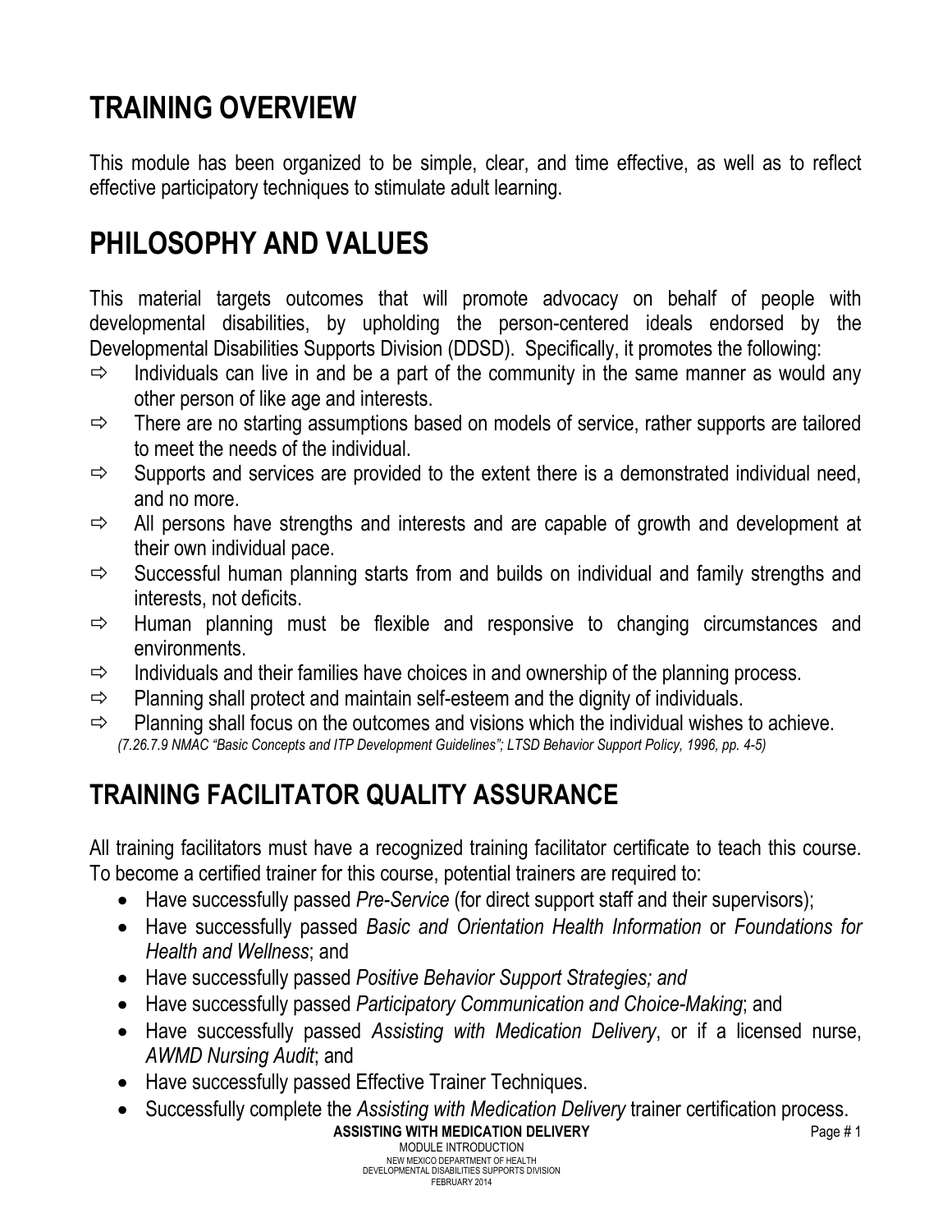# TRAINING OVERVIEW

This module has been organized to be simple, clear, and time effective, as well as to reflect effective participatory techniques to stimulate adult learning.

# PHILOSOPHY AND VALUES

This material targets outcomes that will promote advocacy on behalf of people with developmental disabilities, by upholding the person-centered ideals endorsed by the Developmental Disabilities Supports Division (DDSD). Specifically, it promotes the following:

- ⇨ Individuals can live in and be a part of the community in the same manner as would any other person of like age and interests.
- ⇨ There are no starting assumptions based on models of service, rather supports are tailored to meet the needs of the individual.
- ⇨ Supports and services are provided to the extent there is a demonstrated individual need, and no more.
- ⇨ All persons have strengths and interests and are capable of growth and development at their own individual pace.
- ⇨ Successful human planning starts from and builds on individual and family strengths and interests, not deficits.
- ⇨ Human planning must be flexible and responsive to changing circumstances and environments.
- ⇨ Individuals and their families have choices in and ownership of the planning process.
- ⇨ Planning shall protect and maintain self-esteem and the dignity of individuals.
- ⇨ Planning shall focus on the outcomes and visions which the individual wishes to achieve.

*(7.26.7.9 NMAC "Basic Concepts and ITP Development Guidelines"; LTSD Behavior Support Policy, 1996, pp. 4-5)*

## TRAINING FACILITATOR QUALITY ASSURANCE

All training facilitators must have a recognized training facilitator certificate to teach this course. To become a certified trainer for this course, potential trainers are required to:

- Have successfully passed *Pre-Service* (for direct support staff and their supervisors);
- Have successfully passed *Basic and Orientation Health Information* or *Foundations for Health and Wellness*; and
- Have successfully passed *Positive Behavior Support Strategies; and*
- Have successfully passed *Participatory Communication and Choice-Making*; and
- Have successfully passed *Assisting with Medication Delivery*, or if a licensed nurse, *AWMD Nursing Audit*; and
- Have successfully passed Effective Trainer Techniques.
- Successfully complete the *Assisting with Medication Delivery* trainer certification process.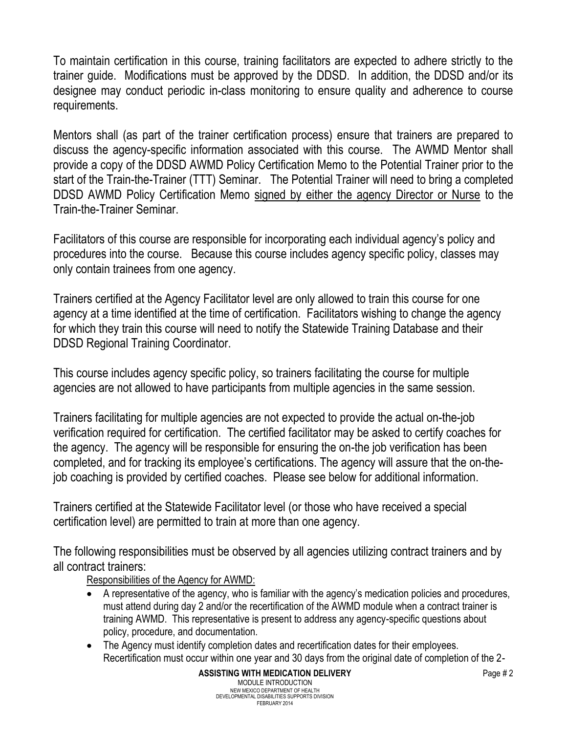To maintain certification in this course, training facilitators are expected to adhere strictly to the trainer guide. Modifications must be approved by the DDSD. In addition, the DDSD and/or its designee may conduct periodic in-class monitoring to ensure quality and adherence to course requirements.

Mentors shall (as part of the trainer certification process) ensure that trainers are prepared to discuss the agency-specific information associated with this course. The AWMD Mentor shall provide a copy of the DDSD AWMD Policy Certification Memo to the Potential Trainer prior to the start of the Train-the-Trainer (TTT) Seminar. The Potential Trainer will need to bring a completed DDSD AWMD Policy Certification Memo signed by either the agency Director or Nurse to the Train-the-Trainer Seminar.

Facilitators of this course are responsible for incorporating each individual agency's policy and procedures into the course. Because this course includes agency specific policy, classes may only contain trainees from one agency.

Trainers certified at the Agency Facilitator level are only allowed to train this course for one agency at a time identified at the time of certification. Facilitators wishing to change the agency for which they train this course will need to notify the Statewide Training Database and their DDSD Regional Training Coordinator.

This course includes agency specific policy, so trainers facilitating the course for multiple agencies are not allowed to have participants from multiple agencies in the same session.

Trainers facilitating for multiple agencies are not expected to provide the actual on-the-job verification required for certification. The certified facilitator may be asked to certify coaches for the agency. The agency will be responsible for ensuring the on-the job verification has been completed, and for tracking its employee's certifications. The agency will assure that the on-the-job coaching is provided by certified coaches. Please see below for additional information.

Trainers certified at the Statewide Facilitator level (or those who have received a special certification level) are permitted to train at more than one agency.

The following responsibilities must be observed by all agencies utilizing contract trainers and by all contract trainers:

Responsibilities of the Agency for AWMD:

- A representative of the agency, who is familiar with the agency's medication policies and procedures, must attend during day 2 and/or the recertification of the AWMD module when a contract trainer is training AWMD. This representative is present to address any agency-specific questions about policy, procedure, and documentation.
- The Agency must identify completion dates and recertification dates for their employees. Recertification must occur within one year and 30 days from the original date of completion of the 2-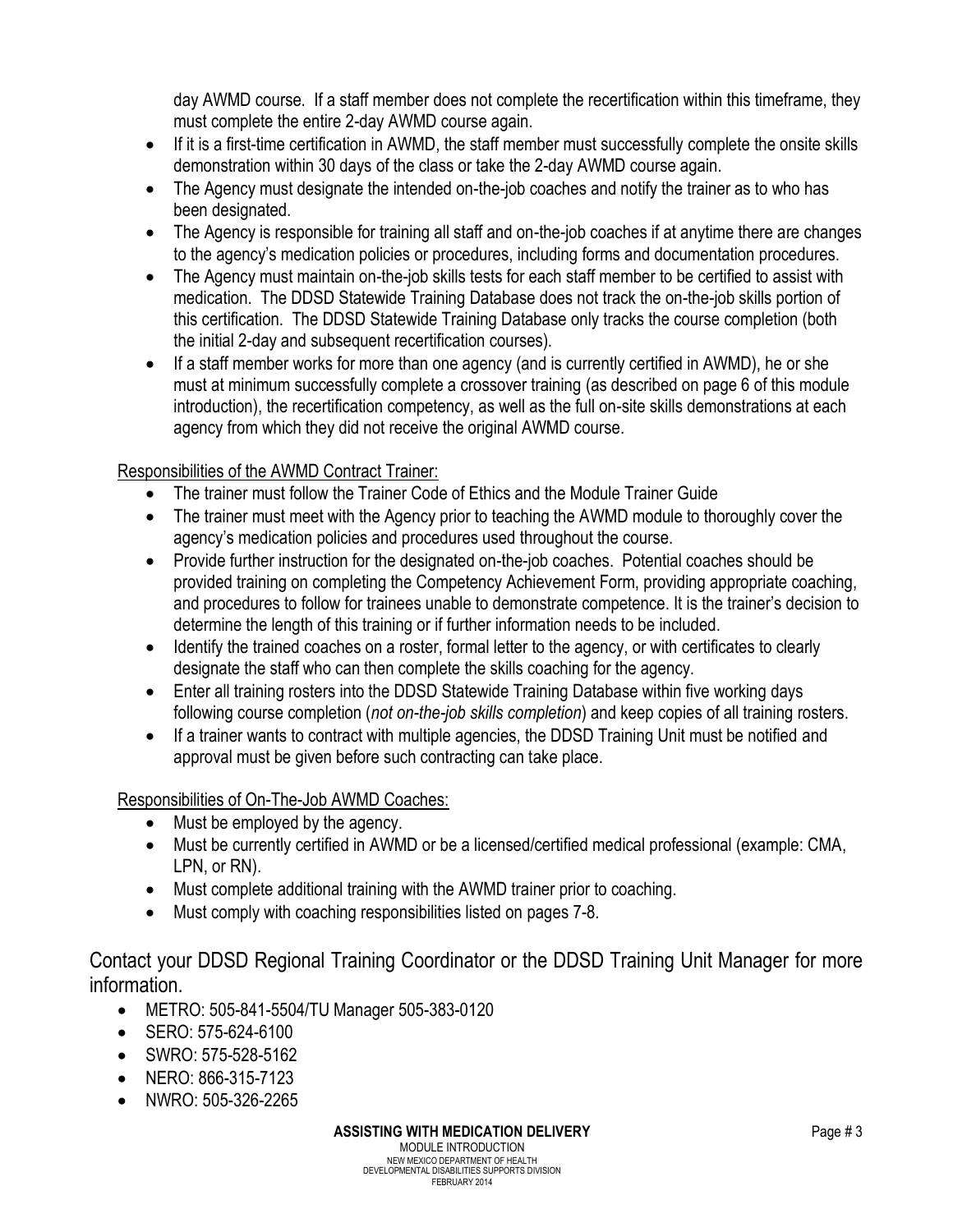day AWMD course. If a staff member does not complete the recertification within this timeframe, they must complete the entire 2-day AWMD course again.

- If it is a first-time certification in AWMD, the staff member must successfully complete the onsite skills demonstration within 30 days of the class or take the 2-day AWMD course again.
- The Agency must designate the intended on-the-job coaches and notify the trainer as to who has been designated.
- The Agency is responsible for training all staff and on-the-job coaches if at anytime there are changes to the agency's medication policies or procedures, including forms and documentation procedures.
- The Agency must maintain on-the-job skills tests for each staff member to be certified to assist with medication. The DDSD Statewide Training Database does not track the on-the-job skills portion of this certification. The DDSD Statewide Training Database only tracks the course completion (both the initial 2-day and subsequent recertification courses).
- If a staff member works for more than one agency (and is currently certified in AWMD), he or she must at minimum successfully complete a crossover training (as described on page 6 of this module introduction), the recertification competency, as well as the full on-site skills demonstrations at each agency from which they did not receive the original AWMD course.

Responsibilities of the AWMD Contract Trainer:

- The trainer must follow the Trainer Code of Ethics and the Module Trainer Guide
- The trainer must meet with the Agency prior to teaching the AWMD module to thoroughly cover the agency's medication policies and procedures used throughout the course.
- Provide further instruction for the designated on-the-job coaches. Potential coaches should be provided training on completing the Competency Achievement Form, providing appropriate coaching, and procedures to follow for trainees unable to demonstrate competence. It is the trainer's decision to determine the length of this training or if further information needs to be included.
- Identify the trained coaches on a roster, formal letter to the agency, or with certificates to clearly designate the staff who can then complete the skills coaching for the agency.
- Enter all training rosters into the DDSD Statewide Training Database within five working days following course completion (*not on-the-job skills completion*) and keep copies of all training rosters.
- If a trainer wants to contract with multiple agencies, the DDSD Training Unit must be notified and approval must be given before such contracting can take place.

Responsibilities of On-The-Job AWMD Coaches:

- Must be employed by the agency.
- Must be currently certified in AWMD or be a licensed/certified medical professional (example: CMA, LPN, or RN).
- Must complete additional training with the AWMD trainer prior to coaching.
- Must comply with coaching responsibilities listed on pages 7-8.

Contact your DDSD Regional Training Coordinator or the DDSD Training Unit Manager for more information.

- METRO: 505-841-5504/TU Manager 505-383-0120
- SERO: 575-624-6100
- SWRO: 575-528-5162
- NERO: 866-315-7123
- NWRO: 505-326-2265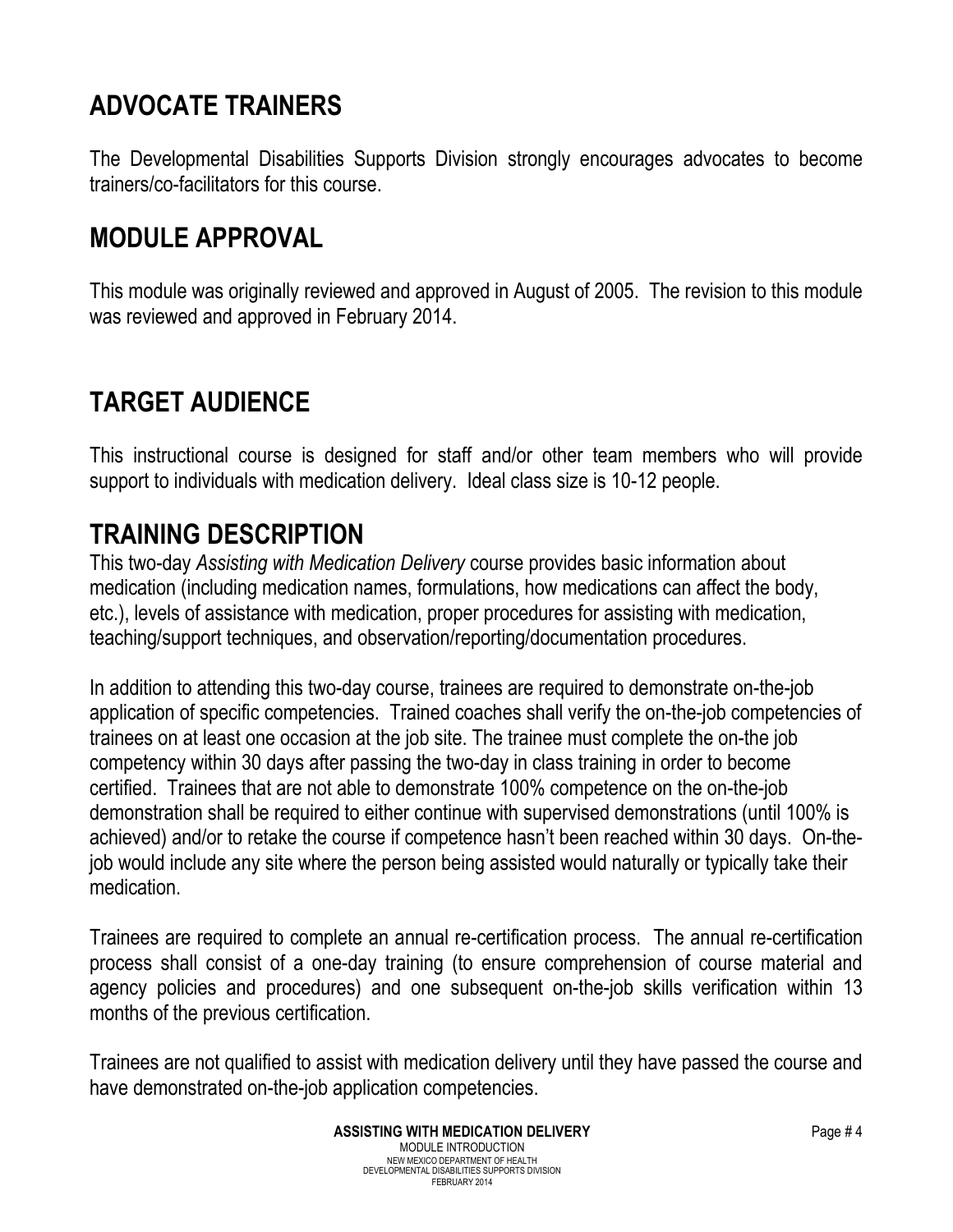## ADVOCATE TRAINERS

The Developmental Disabilities Supports Division strongly encourages advocates to become trainers/co-facilitators for this course.

## MODULE APPROVAL

This module was originally reviewed and approved in August of 2005. The revision to this module was reviewed and approved in February 2014.

## TARGET AUDIENCE

This instructional course is designed for staff and/or other team members who will provide support to individuals with medication delivery. Ideal class size is 10-12 people.

## TRAINING DESCRIPTION

This two-day *Assisting with Medication Delivery* course provides basic information about medication (including medication names, formulations, how medications can affect the body, etc.), levels of assistance with medication, proper procedures for assisting with medication, teaching/support techniques, and observation/reporting/documentation procedures.

In addition to attending this two-day course, trainees are required to demonstrate on-the-job application of specific competencies. Trained coaches shall verify the on-the-job competencies of trainees on at least one occasion at the job site. The trainee must complete the on-the job competency within 30 days after passing the two-day in class training in order to become certified. Trainees that are not able to demonstrate 100% competence on the on-the-job demonstration shall be required to either continue with supervised demonstrations (until 100% is achieved) and/or to retake the course if competence hasn't been reached within 30 days. On-the-job would include any site where the person being assisted would naturally or typically take their medication.

Trainees are required to complete an annual re-certification process. The annual re-certification process shall consist of a one-day training (to ensure comprehension of course material and agency policies and procedures) and one subsequent on-the-job skills verification within 13 months of the previous certification.

Trainees are not qualified to assist with medication delivery until they have passed the course and have demonstrated on-the-job application competencies.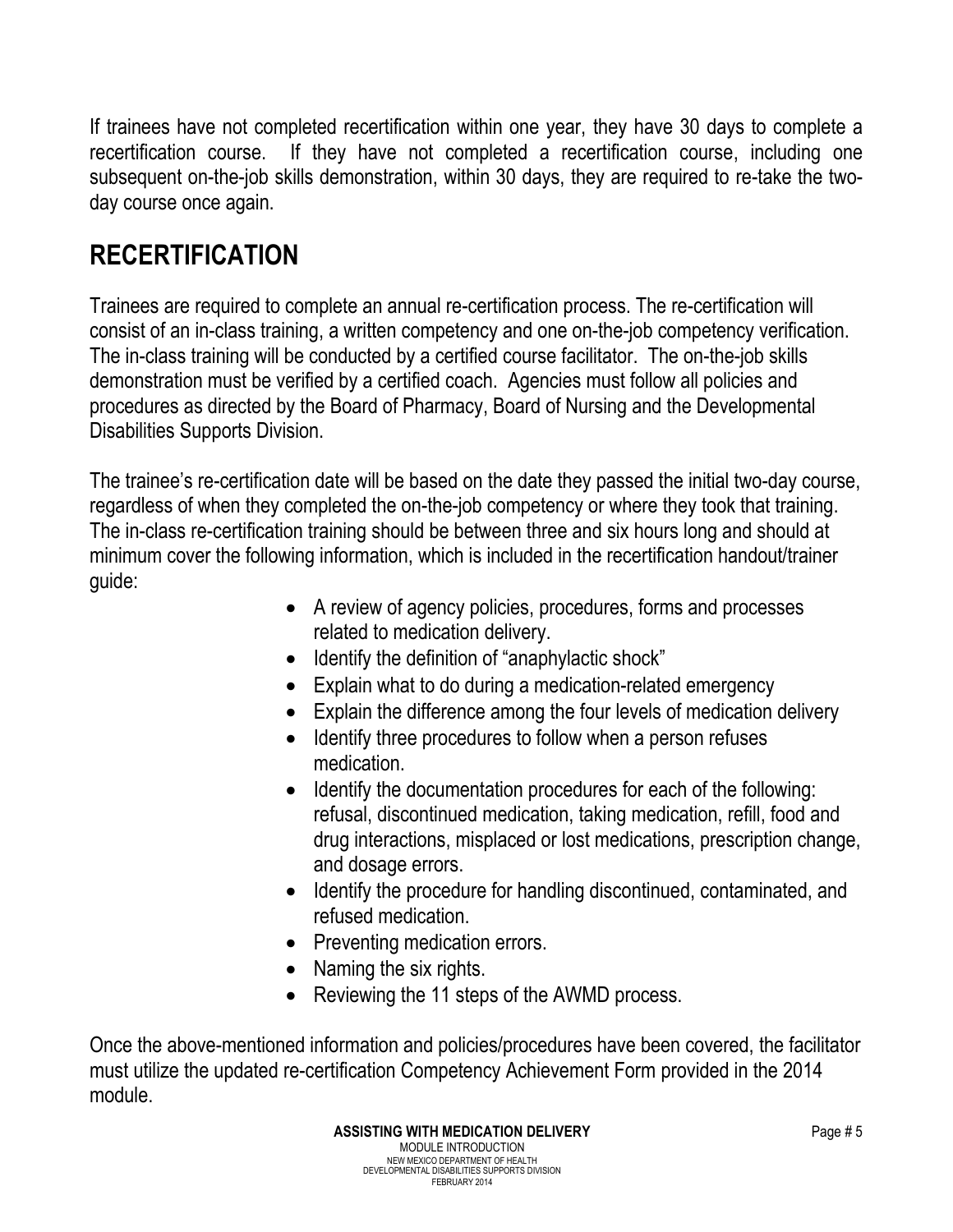If trainees have not completed recertification within one year, they have 30 days to complete a recertification course. If they have not completed a recertification course, including one subsequent on-the-job skills demonstration, within 30 days, they are required to re-take the two-day course once again.

## RECERTIFICATION

Trainees are required to complete an annual re-certification process. The re-certification will consist of an in-class training, a written competency and one on-the-job competency verification. The in-class training will be conducted by a certified course facilitator. The on-the-job skills demonstration must be verified by a certified coach. Agencies must follow all policies and procedures as directed by the Board of Pharmacy, Board of Nursing and the Developmental Disabilities Supports Division.

The trainee's re-certification date will be based on the date they passed the initial two-day course, regardless of when they completed the on-the-job competency or where they took that training. The in-class re-certification training should be between three and six hours long and should at minimum cover the following information, which is included in the recertification handout/trainer guide:

- A review of agency policies, procedures, forms and processes related to medication delivery.
- Identify the definition of "anaphylactic shock"
- Explain what to do during a medication-related emergency
- Explain the difference among the four levels of medication delivery
- Identify three procedures to follow when a person refuses medication.
- Identify the documentation procedures for each of the following: refusal, discontinued medication, taking medication, refill, food and drug interactions, misplaced or lost medications, prescription change, and dosage errors.
- Identify the procedure for handling discontinued, contaminated, and refused medication.
- Preventing medication errors.
- Naming the six rights.
- Reviewing the 11 steps of the AWMD process.

Once the above-mentioned information and policies/procedures have been covered, the facilitator must utilize the updated re-certification Competency Achievement Form provided in the 2014 module.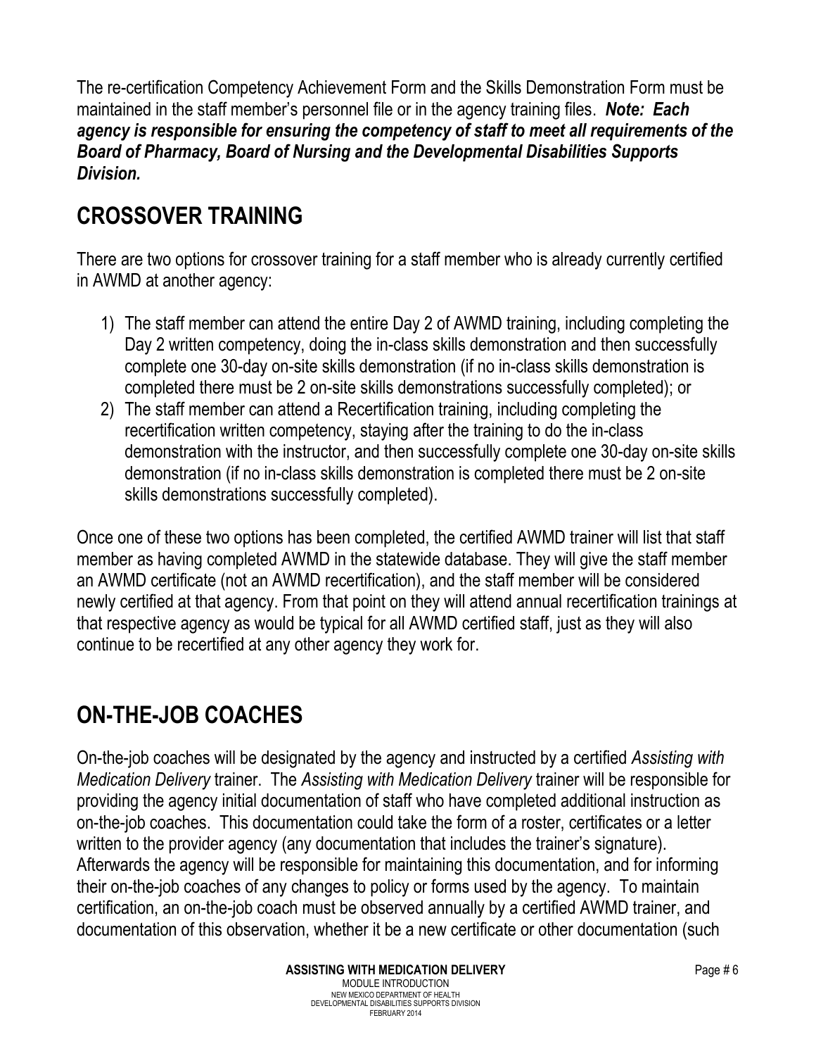The re-certification Competency Achievement Form and the Skills Demonstration Form must be maintained in the staff member's personnel file or in the agency training files. ***Note: Each agency is responsible for ensuring the competency of staff to meet all requirements of the Board of Pharmacy, Board of Nursing and the Developmental Disabilities Supports Division.***

## CROSSOVER TRAINING

There are two options for crossover training for a staff member who is already currently certified in AWMD at another agency:

1) The staff member can attend the entire Day 2 of AWMD training, including completing the Day 2 written competency, doing the in-class skills demonstration and then successfully complete one 30-day on-site skills demonstration (if no in-class skills demonstration is completed there must be 2 on-site skills demonstrations successfully completed); or
2) The staff member can attend a Recertification training, including completing the recertification written competency, staying after the training to do the in-class demonstration with the instructor, and then successfully complete one 30-day on-site skills demonstration (if no in-class skills demonstration is completed there must be 2 on-site skills demonstrations successfully completed).

Once one of these two options has been completed, the certified AWMD trainer will list that staff member as having completed AWMD in the statewide database. They will give the staff member an AWMD certificate (not an AWMD recertification), and the staff member will be considered newly certified at that agency. From that point on they will attend annual recertification trainings at that respective agency as would be typical for all AWMD certified staff, just as they will also continue to be recertified at any other agency they work for.

## ON-THE-JOB COACHES

On-the-job coaches will be designated by the agency and instructed by a certified *Assisting with Medication Delivery* trainer. The *Assisting with Medication Delivery* trainer will be responsible for providing the agency initial documentation of staff who have completed additional instruction as on-the-job coaches. This documentation could take the form of a roster, certificates or a letter written to the provider agency (any documentation that includes the trainer's signature). Afterwards the agency will be responsible for maintaining this documentation, and for informing their on-the-job coaches of any changes to policy or forms used by the agency. To maintain certification, an on-the-job coach must be observed annually by a certified AWMD trainer, and documentation of this observation, whether it be a new certificate or other documentation (such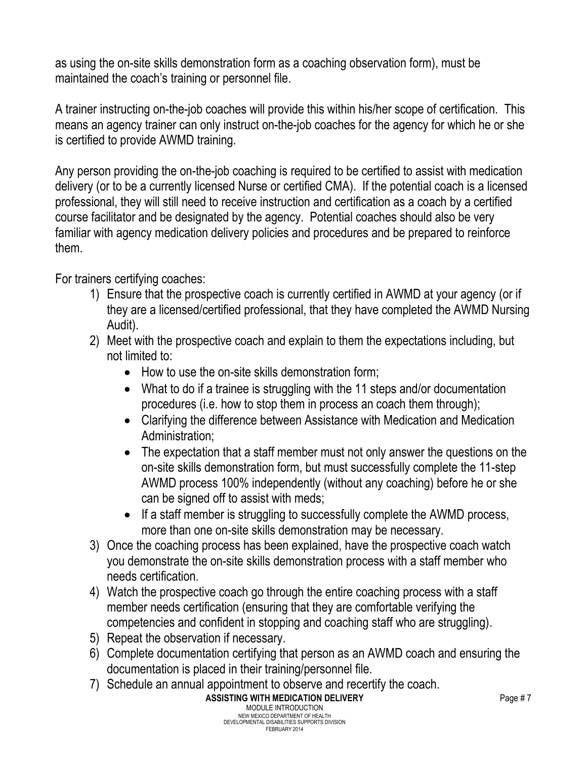as using the on-site skills demonstration form as a coaching observation form), must be maintained the coach's training or personnel file.

A trainer instructing on-the-job coaches will provide this within his/her scope of certification. This means an agency trainer can only instruct on-the-job coaches for the agency for which he or she is certified to provide AWMD training.

Any person providing the on-the-job coaching is required to be certified to assist with medication delivery (or to be a currently licensed Nurse or certified CMA). If the potential coach is a licensed professional, they will still need to receive instruction and certification as a coach by a certified course facilitator and be designated by the agency. Potential coaches should also be very familiar with agency medication delivery policies and procedures and be prepared to reinforce them.

For trainers certifying coaches:

1) Ensure that the prospective coach is currently certified in AWMD at your agency (or if they are a licensed/certified professional, that they have completed the AWMD Nursing Audit).
2) Meet with the prospective coach and explain to them the expectations including, but not limited to:
   - How to use the on-site skills demonstration form;
   - What to do if a trainee is struggling with the 11 steps and/or documentation procedures (i.e. how to stop them in process an coach them through);
   - Clarifying the difference between Assistance with Medication and Medication Administration;
   - The expectation that a staff member must not only answer the questions on the on-site skills demonstration form, but must successfully complete the 11-step AWMD process 100% independently (without any coaching) before he or she can be signed off to assist with meds;
   - If a staff member is struggling to successfully complete the AWMD process, more than one on-site skills demonstration may be necessary.
3) Once the coaching process has been explained, have the prospective coach watch you demonstrate the on-site skills demonstration process with a staff member who needs certification.
4) Watch the prospective coach go through the entire coaching process with a staff member needs certification (ensuring that they are comfortable verifying the competencies and confident in stopping and coaching staff who are struggling).
5) Repeat the observation if necessary.
6) Complete documentation certifying that person as an AWMD coach and ensuring the documentation is placed in their training/personnel file.
7) Schedule an annual appointment to observe and recertify the coach.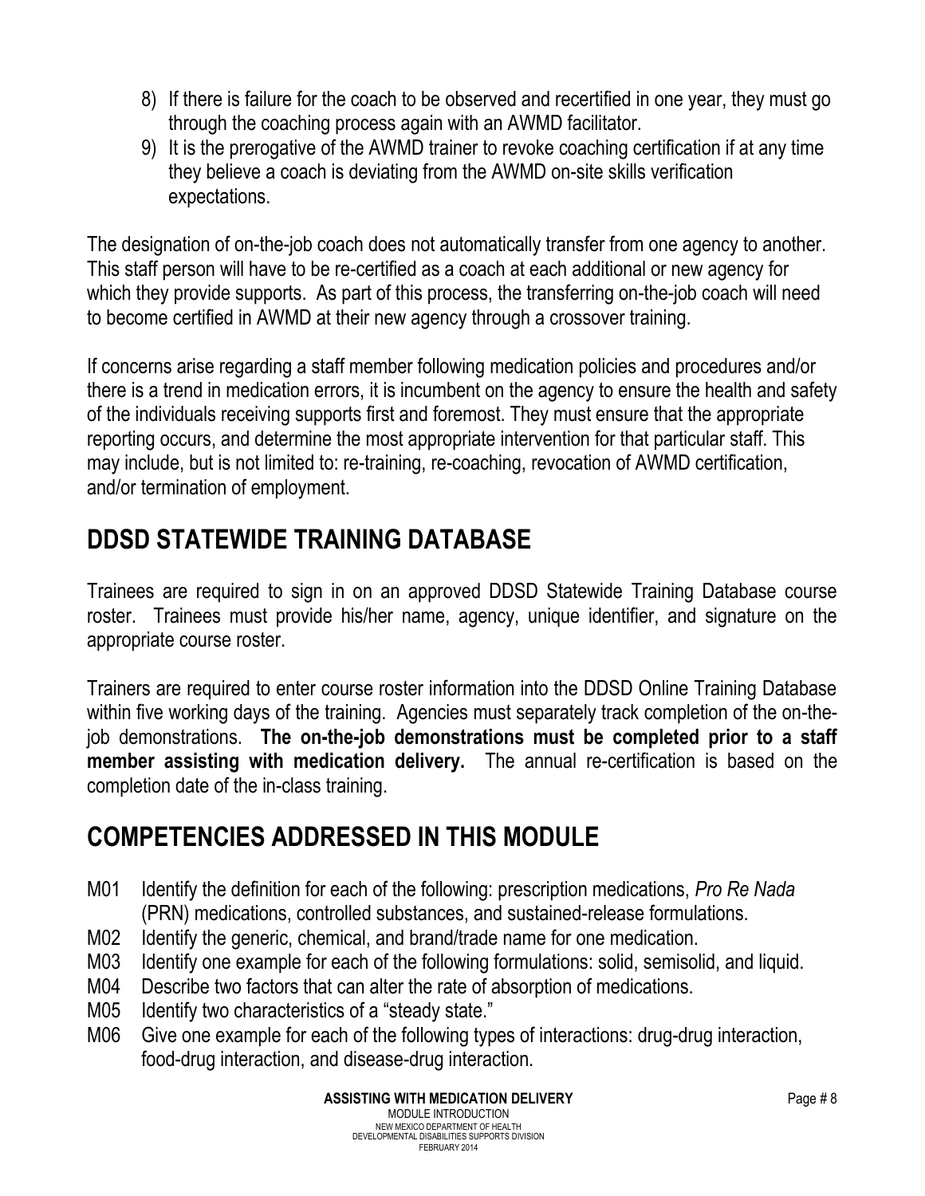8) If there is failure for the coach to be observed and recertified in one year, they must go through the coaching process again with an AWMD facilitator.
9) It is the prerogative of the AWMD trainer to revoke coaching certification if at any time they believe a coach is deviating from the AWMD on-site skills verification expectations.

The designation of on-the-job coach does not automatically transfer from one agency to another. This staff person will have to be re-certified as a coach at each additional or new agency for which they provide supports. As part of this process, the transferring on-the-job coach will need to become certified in AWMD at their new agency through a crossover training.

If concerns arise regarding a staff member following medication policies and procedures and/or there is a trend in medication errors, it is incumbent on the agency to ensure the health and safety of the individuals receiving supports first and foremost. They must ensure that the appropriate reporting occurs, and determine the most appropriate intervention for that particular staff. This may include, but is not limited to: re-training, re-coaching, revocation of AWMD certification, and/or termination of employment.

## DDSD STATEWIDE TRAINING DATABASE

Trainees are required to sign in on an approved DDSD Statewide Training Database course roster. Trainees must provide his/her name, agency, unique identifier, and signature on the appropriate course roster.

Trainers are required to enter course roster information into the DDSD Online Training Database within five working days of the training. Agencies must separately track completion of the on-the-job demonstrations. **The on-the-job demonstrations must be completed prior to a staff member assisting with medication delivery.** The annual re-certification is based on the completion date of the in-class training.

## COMPETENCIES ADDRESSED IN THIS MODULE

- M01 Identify the definition for each of the following: prescription medications, *Pro Re Nada* (PRN) medications, controlled substances, and sustained-release formulations.
- M02 Identify the generic, chemical, and brand/trade name for one medication.
- M03 Identify one example for each of the following formulations: solid, semisolid, and liquid.
- M04 Describe two factors that can alter the rate of absorption of medications.
- M05 Identify two characteristics of a "steady state."
- M06 Give one example for each of the following types of interactions: drug-drug interaction, food-drug interaction, and disease-drug interaction.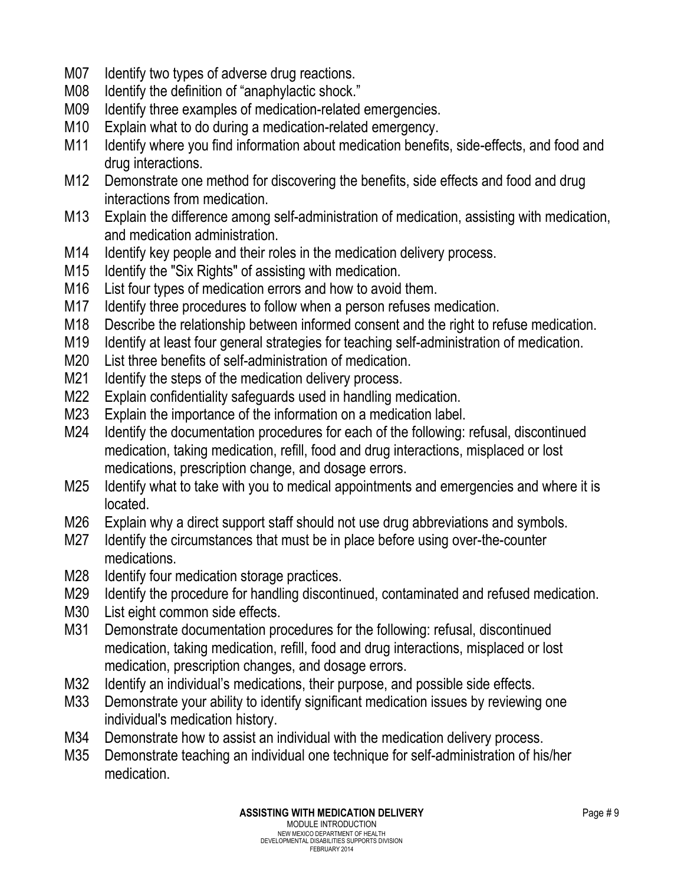M07 Identify two types of adverse drug reactions.

M08 Identify the definition of "anaphylactic shock."

M09 Identify three examples of medication-related emergencies.

M10 Explain what to do during a medication-related emergency.

M11 Identify where you find information about medication benefits, side-effects, and food and drug interactions.

M12 Demonstrate one method for discovering the benefits, side effects and food and drug interactions from medication.

M13 Explain the difference among self-administration of medication, assisting with medication, and medication administration.

M14 Identify key people and their roles in the medication delivery process.

M15 Identify the "Six Rights" of assisting with medication.

M16 List four types of medication errors and how to avoid them.

M17 Identify three procedures to follow when a person refuses medication.

M18 Describe the relationship between informed consent and the right to refuse medication.

M19 Identify at least four general strategies for teaching self-administration of medication.

M20 List three benefits of self-administration of medication.

M21 Identify the steps of the medication delivery process.

M22 Explain confidentiality safeguards used in handling medication.

M23 Explain the importance of the information on a medication label.

M24 Identify the documentation procedures for each of the following: refusal, discontinued medication, taking medication, refill, food and drug interactions, misplaced or lost medications, prescription change, and dosage errors.

M25 Identify what to take with you to medical appointments and emergencies and where it is located.

M26 Explain why a direct support staff should not use drug abbreviations and symbols.

M27 Identify the circumstances that must be in place before using over-the-counter medications.

M28 Identify four medication storage practices.

M29 Identify the procedure for handling discontinued, contaminated and refused medication.

M30 List eight common side effects.

M31 Demonstrate documentation procedures for the following: refusal, discontinued medication, taking medication, refill, food and drug interactions, misplaced or lost medication, prescription changes, and dosage errors.

M32 Identify an individual's medications, their purpose, and possible side effects.

M33 Demonstrate your ability to identify significant medication issues by reviewing one individual's medication history.

M34 Demonstrate how to assist an individual with the medication delivery process.

M35 Demonstrate teaching an individual one technique for self-administration of his/her medication.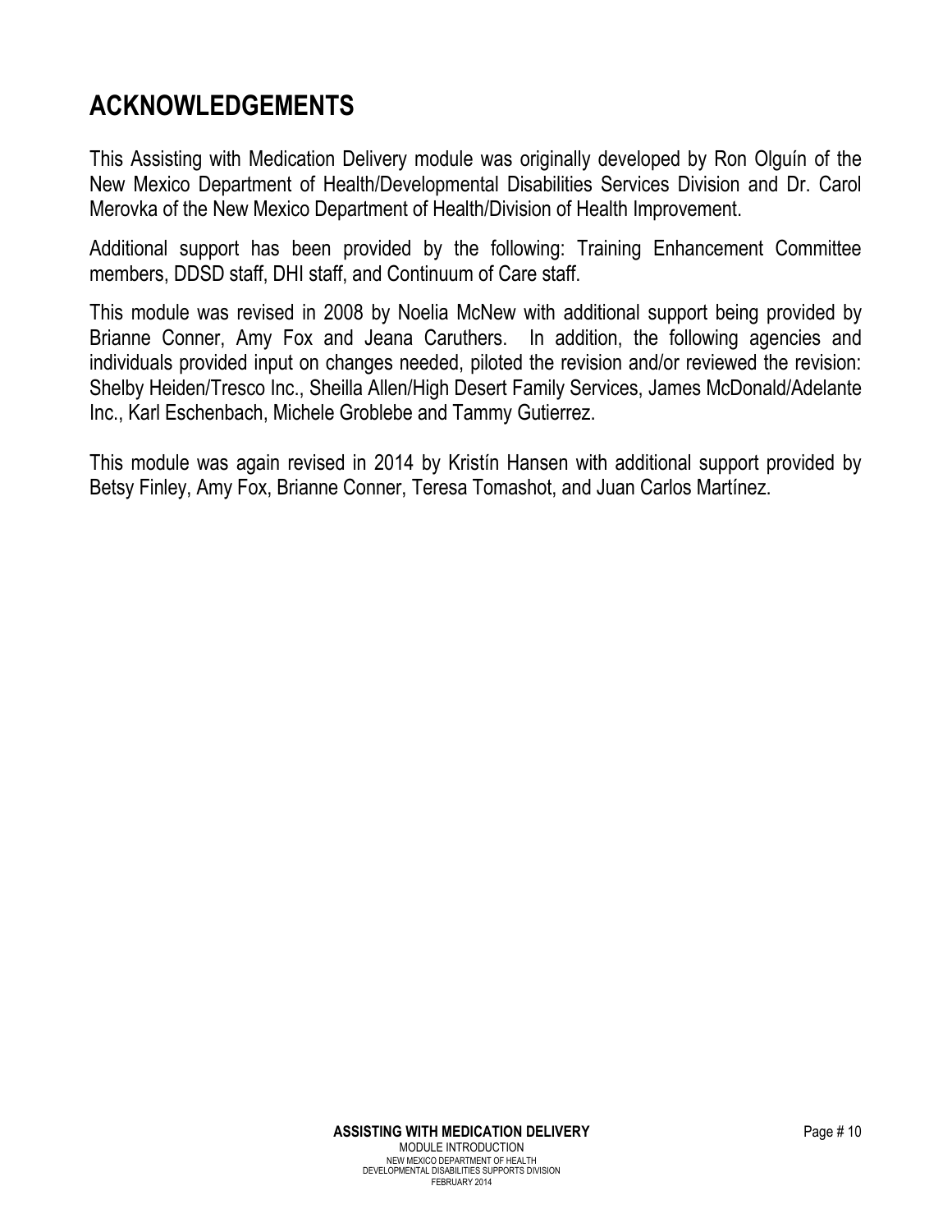# ACKNOWLEDGEMENTS

This Assisting with Medication Delivery module was originally developed by Ron Olguín of the New Mexico Department of Health/Developmental Disabilities Services Division and Dr. Carol Merovka of the New Mexico Department of Health/Division of Health Improvement.

Additional support has been provided by the following: Training Enhancement Committee members, DDSD staff, DHI staff, and Continuum of Care staff.

This module was revised in 2008 by Noelia McNew with additional support being provided by Brianne Conner, Amy Fox and Jeana Caruthers. In addition, the following agencies and individuals provided input on changes needed, piloted the revision and/or reviewed the revision: Shelby Heiden/Tresco Inc., Sheilla Allen/High Desert Family Services, James McDonald/Adelante Inc., Karl Eschenbach, Michele Groblebe and Tammy Gutierrez.

This module was again revised in 2014 by Kristín Hansen with additional support provided by Betsy Finley, Amy Fox, Brianne Conner, Teresa Tomashot, and Juan Carlos Martínez.